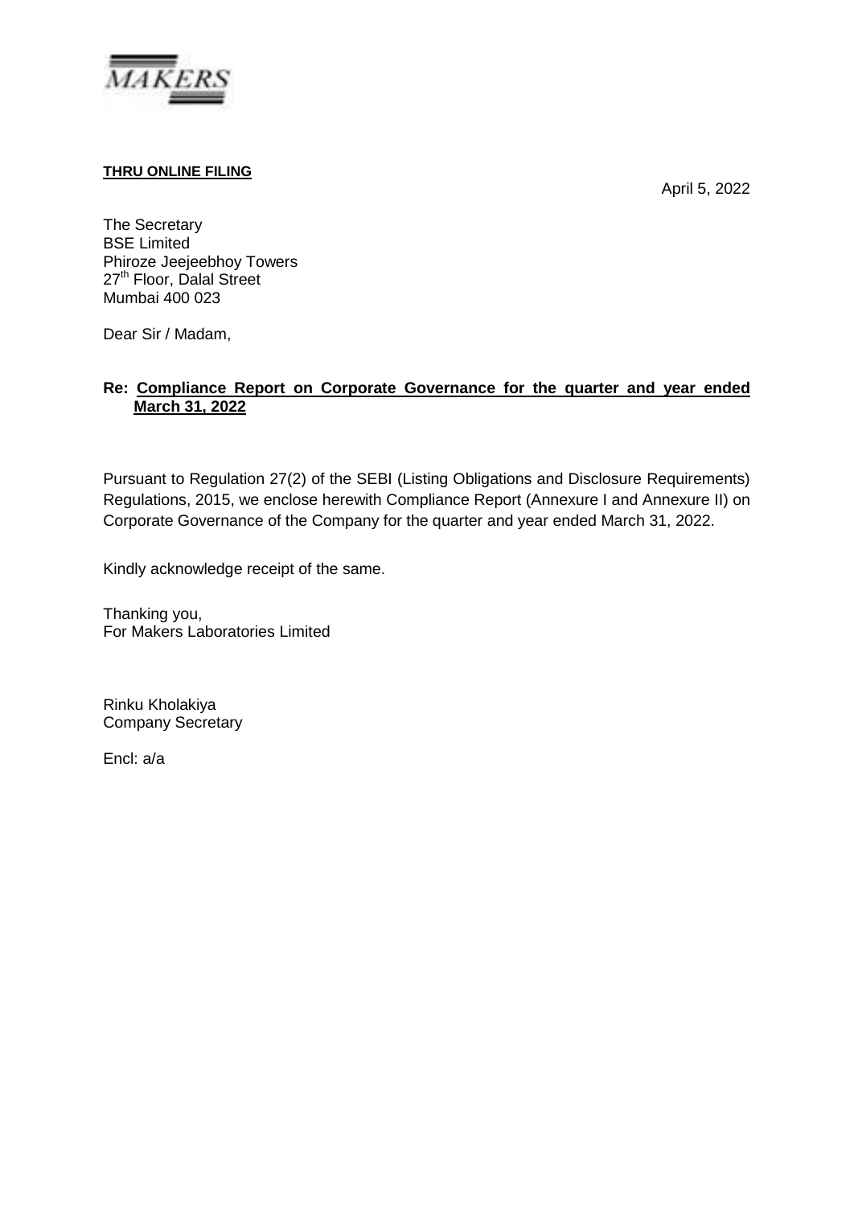MAKERS

**THRU ONLINE FILING**

April 5, 2022

The Secretary
BSE Limited
Phiroze Jeejeebhoy Towers
27th Floor, Dalal Street
Mumbai 400 023

Dear Sir / Madam,

**Re: Compliance Report on Corporate Governance for the quarter and year ended March 31, 2022**

Pursuant to Regulation 27(2) of the SEBI (Listing Obligations and Disclosure Requirements) Regulations, 2015, we enclose herewith Compliance Report (Annexure I and Annexure II) on Corporate Governance of the Company for the quarter and year ended March 31, 2022.

Kindly acknowledge receipt of the same.

Thanking you,
For Makers Laboratories Limited

Rinku Kholakiya
Company Secretary

Encl: a/a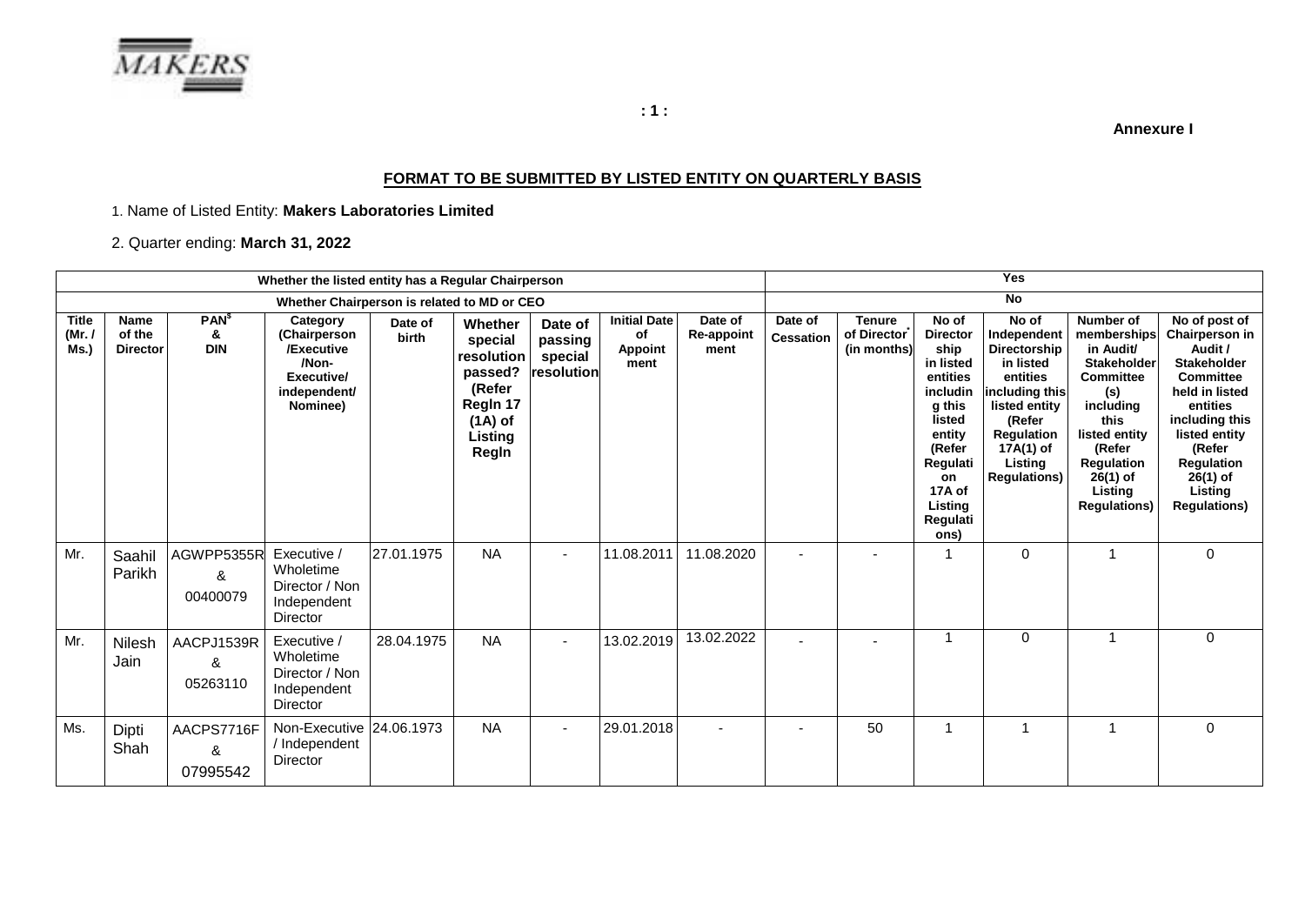**Annexure I**

## FORMAT TO BE SUBMITTED BY LISTED ENTITY ON QUARTERLY BASIS

1. Name of Listed Entity: **Makers Laboratories Limited**

2. Quarter ending: **March 31, 2022**

| Whether the listed entity has a Regular Chairperson | | | | | | | | | Yes | | | | | | |
|---|---|---|---|---|---|---|---|---|---|---|---|---|---|---|---|
| **Whether Chairperson is related to MD or CEO** | | | | | | | | | **No** | | | | | | |
| **Title (Mr. / Ms.)** | **Name of the Director** | **PAN$ & DIN** | **Category (Chairperson /Executive /Non-Executive/ independent/ Nominee)** | **Date of birth** | **Whether special resolution passed? (Refer Regln 17 (1A) of Listing Regln** | **Date of passing special resolution** | **Initial Date of Appoint ment** | **Date of Re-appoint ment** | **Date of Cessation** | **Tenure of Director* (in months)** | **No of Directorship in listed entities including this listed entity (Refer Regulation 17A of Listing Regulations)** | **No of Independent Directorship in listed entities including this listed entity (Refer Regulation 17A(1) of Listing Regulations)** | **Number of memberships in Audit/ Stakeholder Committee (s) including this listed entity (Refer Regulation 26(1) of Listing Regulations)** | **No of post of Chairperson in Audit / Stakeholder Committee held in listed entities including this listed entity (Refer Regulation 26(1) of Listing Regulations)** | |
| Mr. | Saahil Parikh | AGWPP5355R & 00400079 | Executive / Wholetime Director / Non Independent Director | 27.01.1975 | NA | - | 11.08.2011 | 11.08.2020 | - | - | 1 | 0 | 1 | 0 | |
| Mr. | Nilesh Jain | AACPJ1539R & 05263110 | Executive / Wholetime Director / Non Independent Director | 28.04.1975 | NA | - | 13.02.2019 | 13.02.2022 | - | - | 1 | 0 | 1 | 0 | |
| Ms. | Dipti Shah | AACPS7716F & 07995542 | Non-Executive / Independent Director | 24.06.1973 | NA | - | 29.01.2018 | - | - | 50 | 1 | 1 | 1 | 0 | |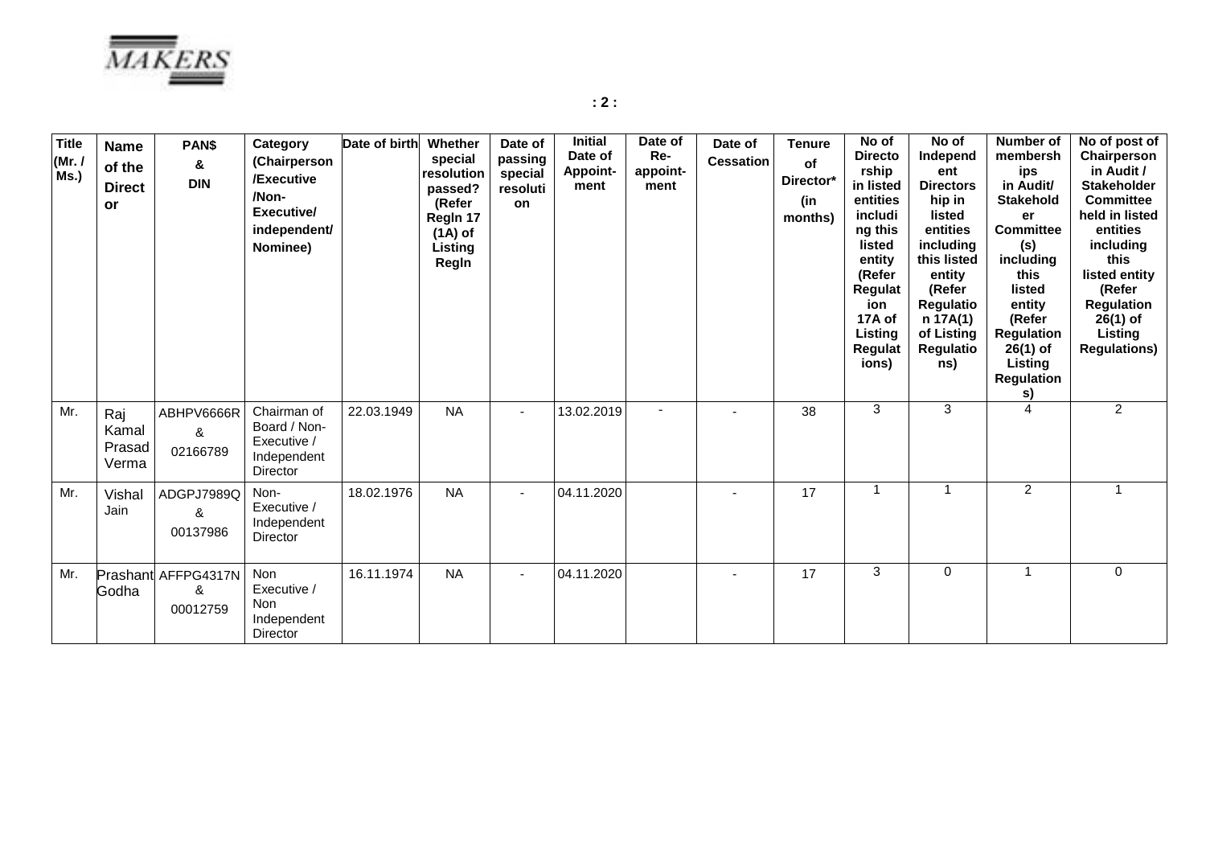| Title (Mr. / Ms.) | Name of the Director | PAN$ & DIN | Category (Chairperson /Executive /Non-Executive/ independent/ Nominee) | Date of birth | Whether special resolution passed? (Refer Regln 17 (1A) of Listing Regln | Date of passing special resolution | Initial Date of Appoint-ment | Date of Re-appoint-ment | Date of Cessation | Tenure of Director* (in months) | No of Directorship in listed entities including this listed entity (Refer Regulation 17A of Listing Regulations) | No of Independent Directorship in listed entities including this listed entity (Refer Regulation 17A(1) of Listing Regulations) | Number of memberships in Audit/ Stakeholder Committee (s) including this listed entity (Refer Regulation 26(1) of Listing Regulations) | No of post of Chairperson in Audit / Stakeholder Committee held in listed entities including this listed entity (Refer Regulation 26(1) of Listing Regulations) |
|---|---|---|---|---|---|---|---|---|---|---|---|---|---|---|
| Mr. | Raj Kamal Prasad Verma | ABHPV6666R & 02166789 | Chairman of Board / Non-Executive / Independent Director | 22.03.1949 | NA | - | 13.02.2019 | - | - | 38 | 3 | 3 | 4 | 2 |
| Mr. | Vishal Jain | ADGPJ7989Q & 00137986 | Non-Executive / Independent Director | 18.02.1976 | NA | - | 04.11.2020 | | - | 17 | 1 | 1 | 2 | 1 |
| Mr. | Prashant Godha | AFFPG4317N & 00012759 | Non Executive / Non Independent Director | 16.11.1974 | NA | - | 04.11.2020 | | - | 17 | 3 | 0 | 1 | 0 |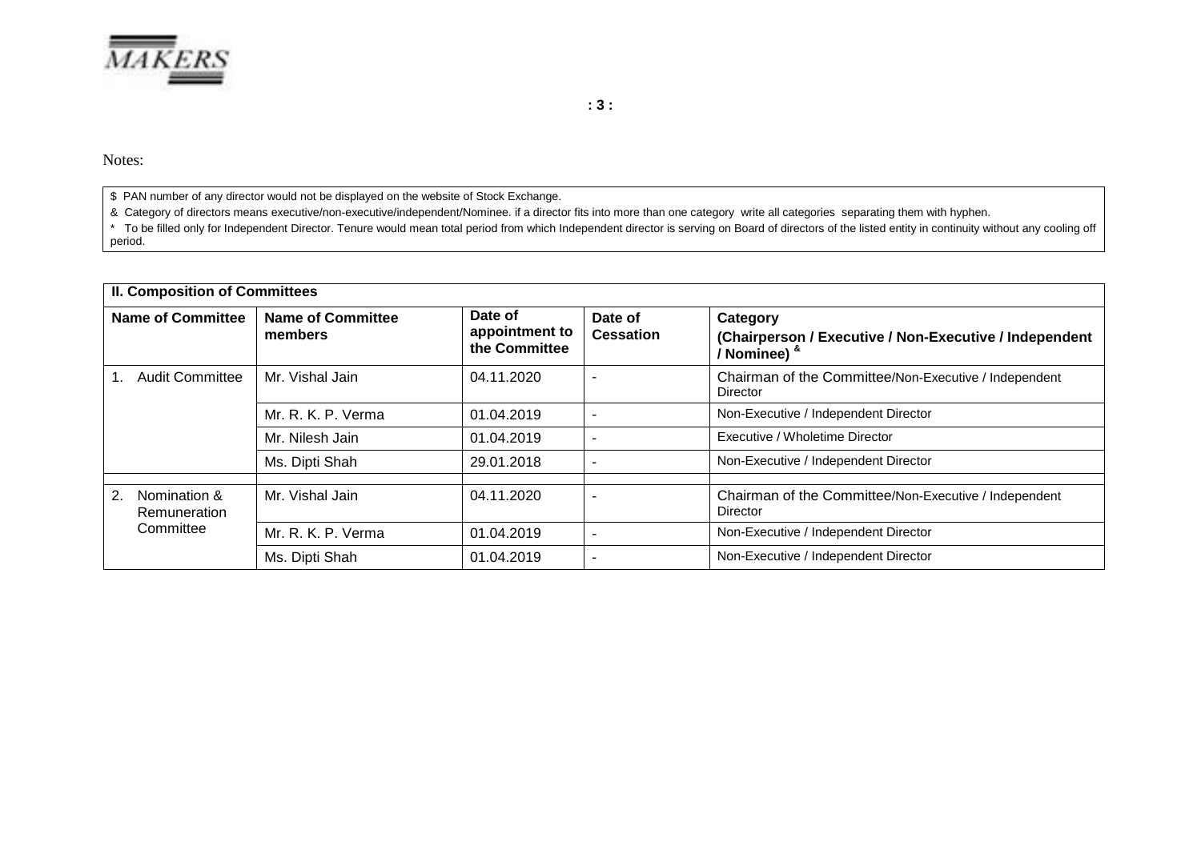Notes:

$ PAN number of any director would not be displayed on the website of Stock Exchange.

& Category of directors means executive/non-executive/independent/Nominee. if a director fits into more than one category write all categories separating them with hyphen.

* To be filled only for Independent Director. Tenure would mean total period from which Independent director is serving on Board of directors of the listed entity in continuity without any cooling off period.

| II. Composition of Committees | | | | |
|---|---|---|---|---|
| **Name of Committee** | **Name of Committee members** | **Date of appointment to the Committee** | **Date of Cessation** | **Category (Chairperson / Executive / Non-Executive / Independent / Nominee) &** |
| 1. Audit Committee | Mr. Vishal Jain | 04.11.2020 | - | Chairman of the Committee/Non-Executive / Independent Director |
| | Mr. R. K. P. Verma | 01.04.2019 | - | Non-Executive / Independent Director |
| | Mr. Nilesh Jain | 01.04.2019 | - | Executive / Wholetime Director |
| | Ms. Dipti Shah | 29.01.2018 | - | Non-Executive / Independent Director |
| | | | | |
| 2. Nomination & Remuneration Committee | Mr. Vishal Jain | 04.11.2020 | - | Chairman of the Committee/Non-Executive / Independent Director |
| | Mr. R. K. P. Verma | 01.04.2019 | - | Non-Executive / Independent Director |
| | Ms. Dipti Shah | 01.04.2019 | - | Non-Executive / Independent Director |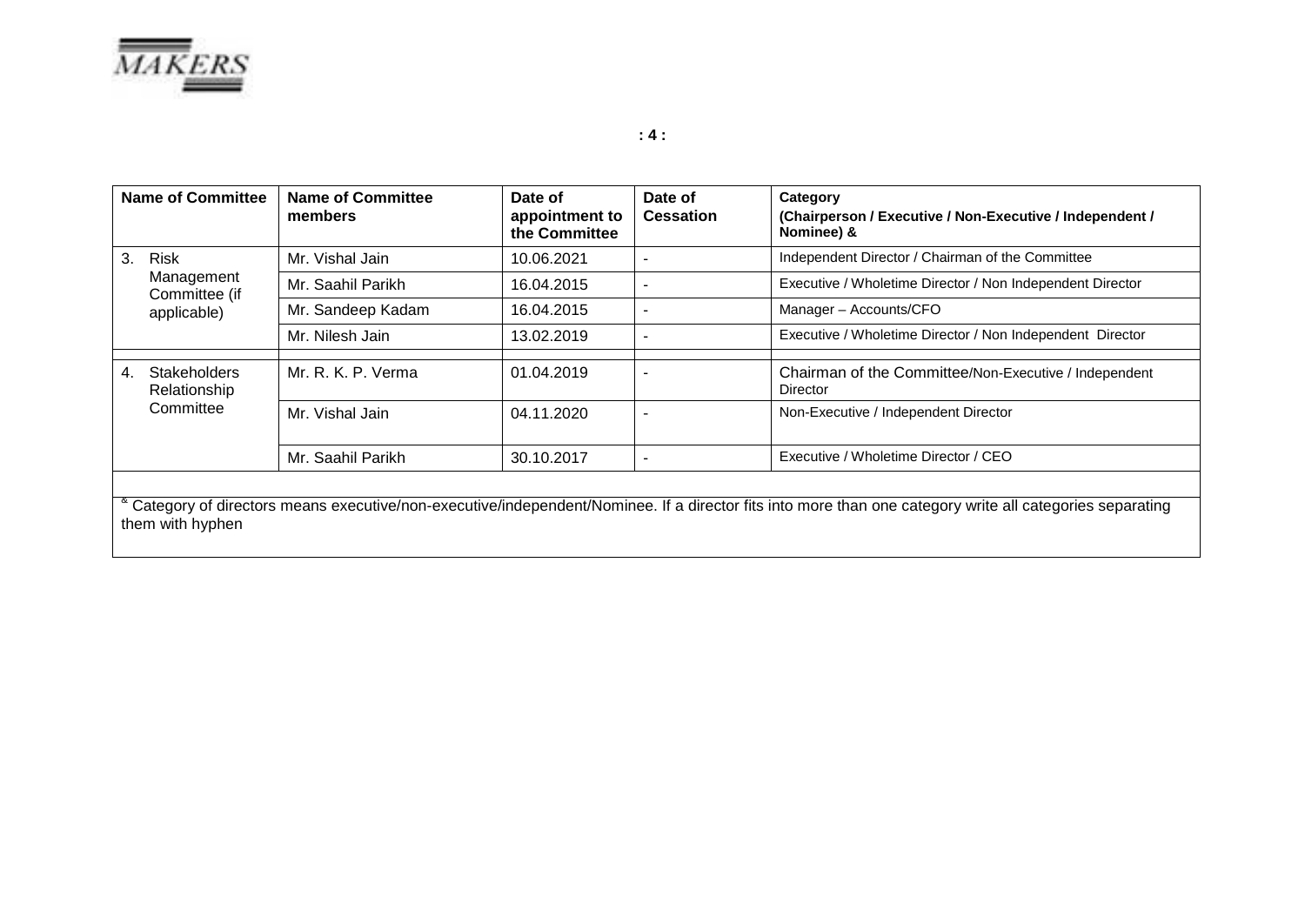| Name of Committee | Name of Committee members | Date of appointment to the Committee | Date of Cessation | Category (Chairperson / Executive / Non-Executive / Independent / Nominee) & |
|---|---|---|---|---|
| 3. Risk Management Committee (if applicable) | Mr. Vishal Jain | 10.06.2021 | - | Independent Director / Chairman of the Committee |
| | Mr. Saahil Parikh | 16.04.2015 | - | Executive / Wholetime Director / Non Independent Director |
| | Mr. Sandeep Kadam | 16.04.2015 | - | Manager – Accounts/CFO |
| | Mr. Nilesh Jain | 13.02.2019 | - | Executive / Wholetime Director / Non Independent Director |
| 4. Stakeholders Relationship Committee | Mr. R. K. P. Verma | 01.04.2019 | - | Chairman of the Committee/Non-Executive / Independent Director |
| | Mr. Vishal Jain | 04.11.2020 | - | Non-Executive / Independent Director |
| | Mr. Saahil Parikh | 30.10.2017 | - | Executive / Wholetime Director / CEO |

[&] Category of directors means executive/non-executive/independent/Nominee. If a director fits into more than one category write all categories separating them with hyphen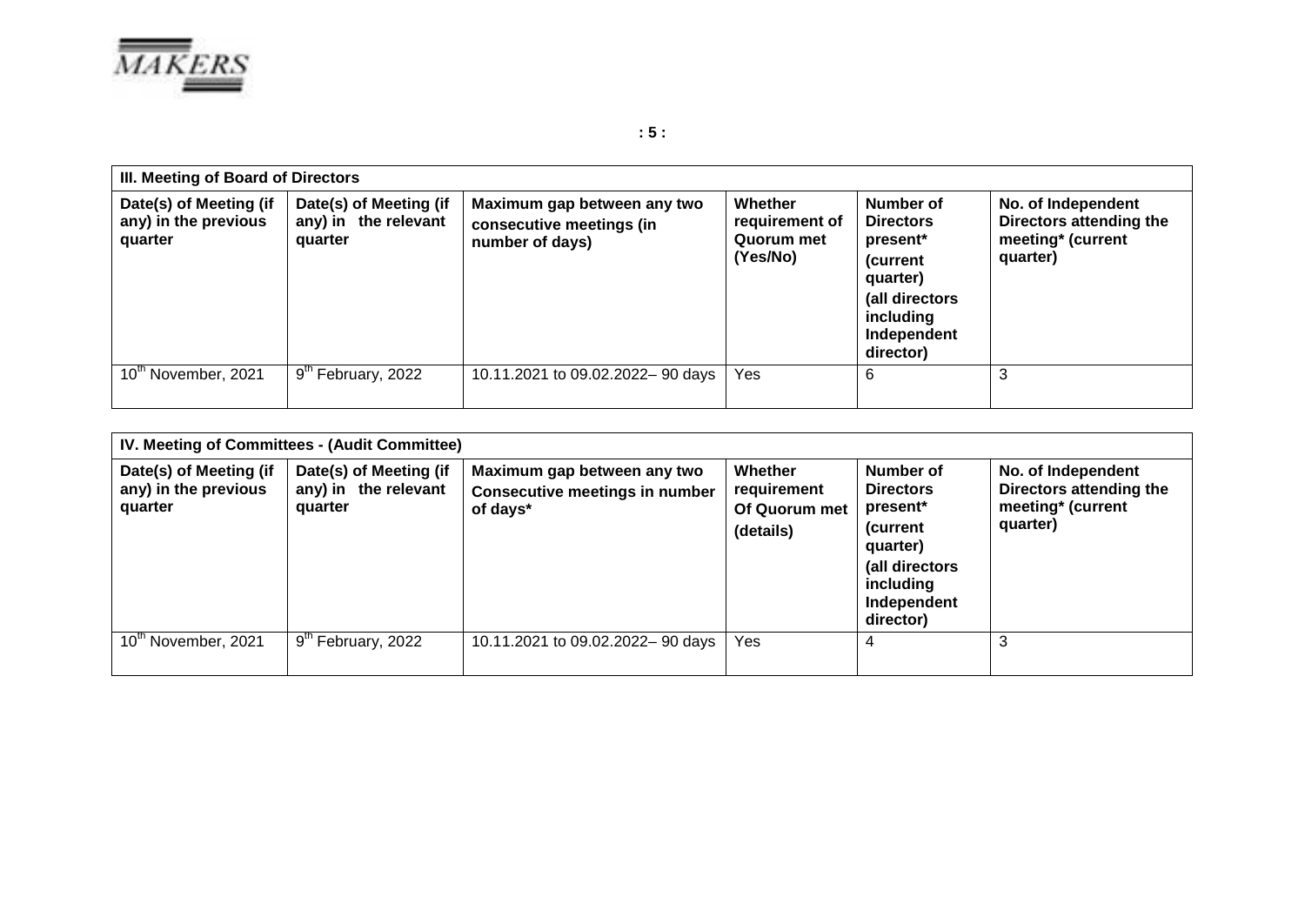| III. Meeting of Board of Directors | | | | | |
|---|---|---|---|---|---|
| Date(s) of Meeting (if any) in the previous quarter | Date(s) of Meeting (if any) in the relevant quarter | Maximum gap between any two consecutive meetings (in number of days) | Whether requirement of Quorum met (Yes/No) | Number of Directors present* (current quarter) (all directors including Independent director) | No. of Independent Directors attending the meeting* (current quarter) |
| 10th November, 2021 | 9th February, 2022 | 10.11.2021 to 09.02.2022– 90 days | Yes | 6 | 3 |

| IV. Meeting of Committees - (Audit Committee) | | | | | |
|---|---|---|---|---|---|
| Date(s) of Meeting (if any) in the previous quarter | Date(s) of Meeting (if any) in the relevant quarter | Maximum gap between any two Consecutive meetings in number of days* | Whether requirement Of Quorum met (details) | Number of Directors present* (current quarter) (all directors including Independent director) | No. of Independent Directors attending the meeting* (current quarter) |
| 10th November, 2021 | 9th February, 2022 | 10.11.2021 to 09.02.2022– 90 days | Yes | 4 | 3 |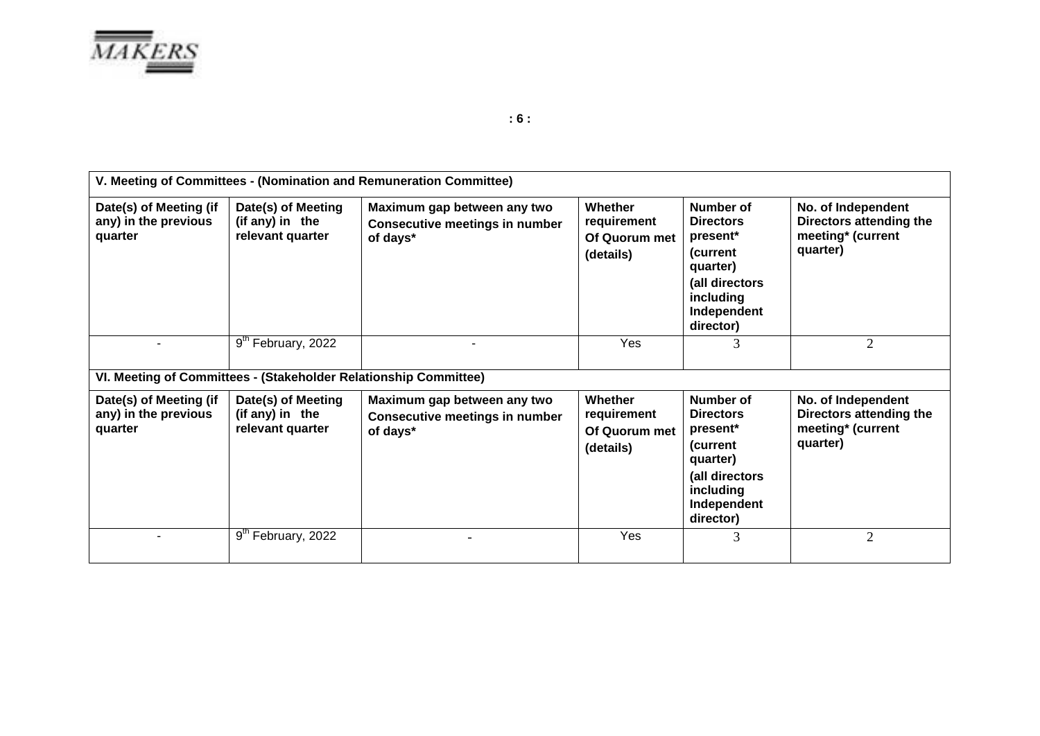| V. Meeting of Committees - (Nomination and Remuneration Committee) | | | | | |
|---|---|---|---|---|---|
| **Date(s) of Meeting (if any) in the previous quarter** | **Date(s) of Meeting (if any) in the relevant quarter** | **Maximum gap between any two Consecutive meetings in number of days*** | **Whether requirement Of Quorum met (details)** | **Number of Directors present* (current quarter) (all directors including Independent director)** | **No. of Independent Directors attending the meeting* (current quarter)** |
| - | 9th February, 2022 | - | Yes | 3 | 2 |

| VI. Meeting of Committees - (Stakeholder Relationship Committee) | | | | | |
|---|---|---|---|---|---|
| **Date(s) of Meeting (if any) in the previous quarter** | **Date(s) of Meeting (if any) in the relevant quarter** | **Maximum gap between any two Consecutive meetings in number of days*** | **Whether requirement Of Quorum met (details)** | **Number of Directors present* (current quarter) (all directors including Independent director)** | **No. of Independent Directors attending the meeting* (current quarter)** |
| - | 9th February, 2022 | - | Yes | 3 | 2 |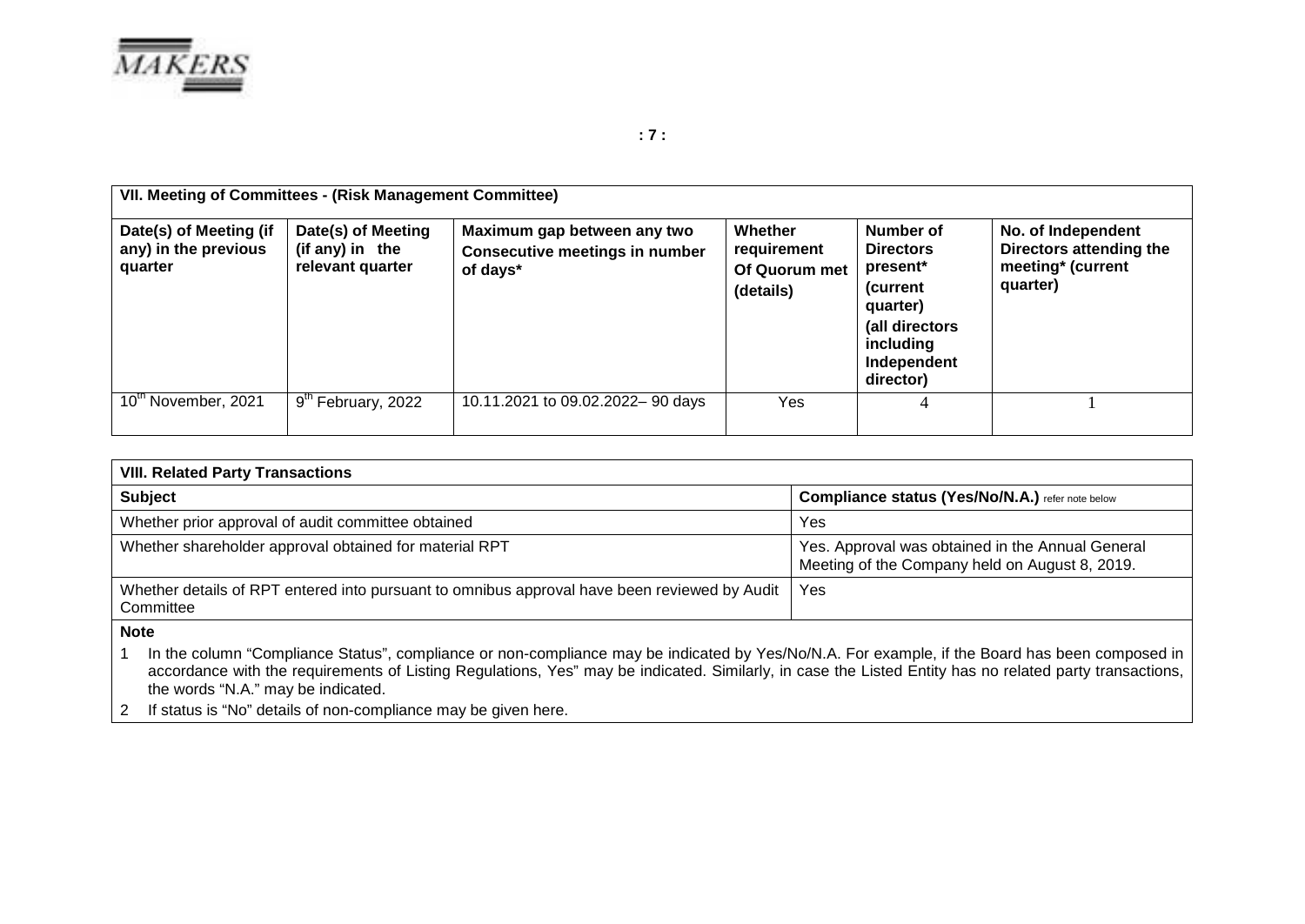| VII. Meeting of Committees - (Risk Management Committee) | | | | | |
|---|---|---|---|---|---|
| **Date(s) of Meeting (if any) in the previous quarter** | **Date(s) of Meeting (if any) in the relevant quarter** | **Maximum gap between any two Consecutive meetings in number of days*** | **Whether requirement Of Quorum met (details)** | **Number of Directors present* (current quarter) (all directors including Independent director)** | **No. of Independent Directors attending the meeting* (current quarter)** |
| 10th November, 2021 | 9th February, 2022 | 10.11.2021 to 09.02.2022– 90 days | Yes | 4 | 1 |

| VIII. Related Party Transactions | |
|---|---|
| **Subject** | **Compliance status (Yes/No/N.A.)** refer note below |
| Whether prior approval of audit committee obtained | Yes |
| Whether shareholder approval obtained for material RPT | Yes. Approval was obtained in the Annual General Meeting of the Company held on August 8, 2019. |
| Whether details of RPT entered into pursuant to omnibus approval have been reviewed by Audit Committee | Yes |

**Note**

1. In the column “Compliance Status”, compliance or non-compliance may be indicated by Yes/No/N.A. For example, if the Board has been composed in accordance with the requirements of Listing Regulations, Yes” may be indicated. Similarly, in case the Listed Entity has no related party transactions, the words “N.A.” may be indicated.
2. If status is “No” details of non-compliance may be given here.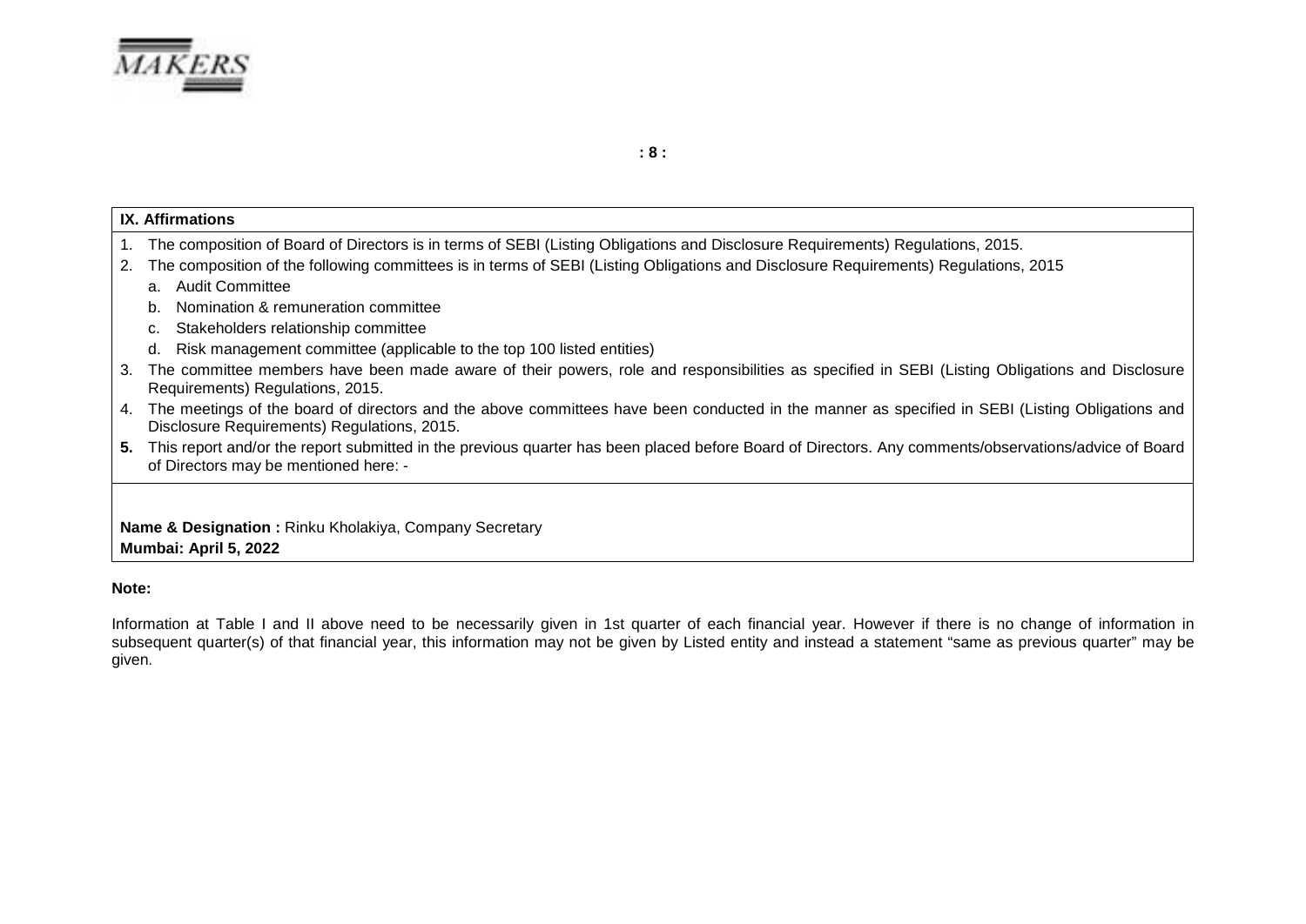**IX. Affirmations**

1. The composition of Board of Directors is in terms of SEBI (Listing Obligations and Disclosure Requirements) Regulations, 2015.
2. The composition of the following committees is in terms of SEBI (Listing Obligations and Disclosure Requirements) Regulations, 2015
   a. Audit Committee
   b. Nomination & remuneration committee
   c. Stakeholders relationship committee
   d. Risk management committee (applicable to the top 100 listed entities)
3. The committee members have been made aware of their powers, role and responsibilities as specified in SEBI (Listing Obligations and Disclosure Requirements) Regulations, 2015.
4. The meetings of the board of directors and the above committees have been conducted in the manner as specified in SEBI (Listing Obligations and Disclosure Requirements) Regulations, 2015.
5. This report and/or the report submitted in the previous quarter has been placed before Board of Directors. Any comments/observations/advice of Board of Directors may be mentioned here: -

**Name & Designation :** Rinku Kholakiya, Company Secretary
**Mumbai: April 5, 2022**

**Note:**

Information at Table I and II above need to be necessarily given in 1st quarter of each financial year. However if there is no change of information in subsequent quarter(s) of that financial year, this information may not be given by Listed entity and instead a statement "same as previous quarter" may be given.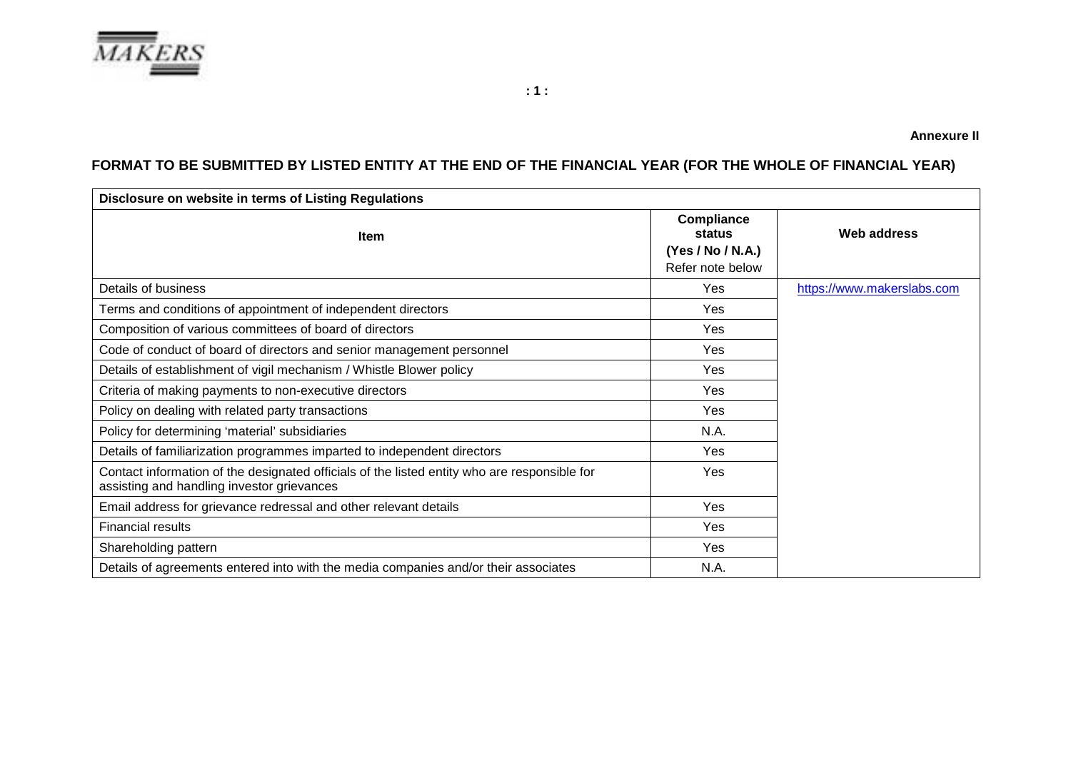**Annexure II**

## FORMAT TO BE SUBMITTED BY LISTED ENTITY AT THE END OF THE FINANCIAL YEAR (FOR THE WHOLE OF FINANCIAL YEAR)

| Disclosure on website in terms of Listing Regulations | | |
|---|---|---|
| **Item** | **Compliance status (Yes / No / N.A.)** Refer note below | **Web address** |
| Details of business | Yes | https://www.makerslabs.com |
| Terms and conditions of appointment of independent directors | Yes | |
| Composition of various committees of board of directors | Yes | |
| Code of conduct of board of directors and senior management personnel | Yes | |
| Details of establishment of vigil mechanism / Whistle Blower policy | Yes | |
| Criteria of making payments to non-executive directors | Yes | |
| Policy on dealing with related party transactions | Yes | |
| Policy for determining 'material' subsidiaries | N.A. | |
| Details of familiarization programmes imparted to independent directors | Yes | |
| Contact information of the designated officials of the listed entity who are responsible for assisting and handling investor grievances | Yes | |
| Email address for grievance redressal and other relevant details | Yes | |
| Financial results | Yes | |
| Shareholding pattern | Yes | |
| Details of agreements entered into with the media companies and/or their associates | N.A. | |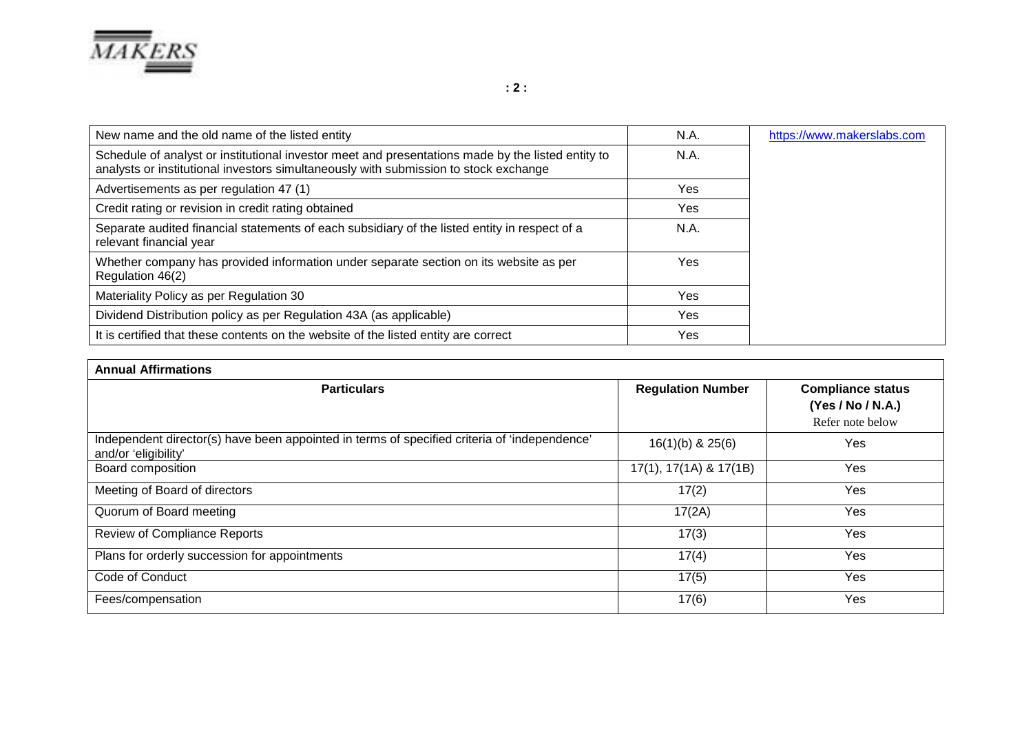| | | |
|---|---|---|
| New name and the old name of the listed entity | N.A. | https://www.makerslabs.com |
| Schedule of analyst or institutional investor meet and presentations made by the listed entity to analysts or institutional investors simultaneously with submission to stock exchange | N.A. | |
| Advertisements as per regulation 47 (1) | Yes | |
| Credit rating or revision in credit rating obtained | Yes | |
| Separate audited financial statements of each subsidiary of the listed entity in respect of a relevant financial year | N.A. | |
| Whether company has provided information under separate section on its website as per Regulation 46(2) | Yes | |
| Materiality Policy as per Regulation 30 | Yes | |
| Dividend Distribution policy as per Regulation 43A (as applicable) | Yes | |
| It is certified that these contents on the website of the listed entity are correct | Yes | |

**Annual Affirmations**

| Particulars | Regulation Number | Compliance status (Yes / No / N.A.) Refer note below |
|---|---|---|
| Independent director(s) have been appointed in terms of specified criteria of 'independence' and/or 'eligibility' | 16(1)(b) & 25(6) | Yes |
| Board composition | 17(1), 17(1A) & 17(1B) | Yes |
| Meeting of Board of directors | 17(2) | Yes |
| Quorum of Board meeting | 17(2A) | Yes |
| Review of Compliance Reports | 17(3) | Yes |
| Plans for orderly succession for appointments | 17(4) | Yes |
| Code of Conduct | 17(5) | Yes |
| Fees/compensation | 17(6) | Yes |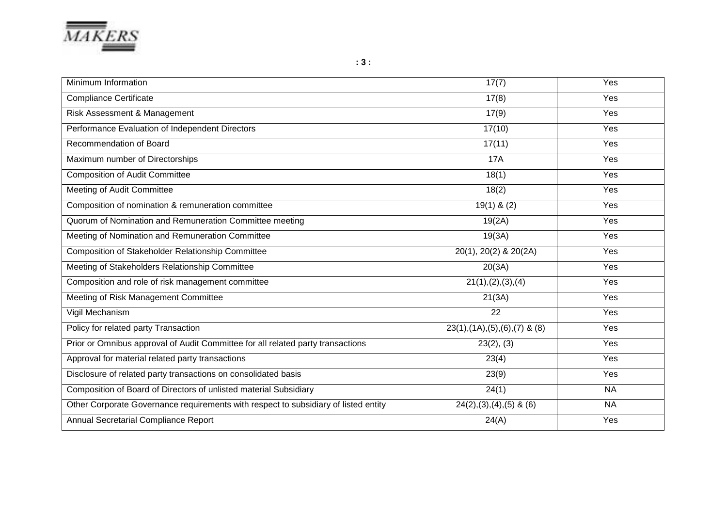| Minimum Information | 17(7) | Yes |
|---|---|---|
| Compliance Certificate | 17(8) | Yes |
| Risk Assessment & Management | 17(9) | Yes |
| Performance Evaluation of Independent Directors | 17(10) | Yes |
| Recommendation of Board | 17(11) | Yes |
| Maximum number of Directorships | 17A | Yes |
| Composition of Audit Committee | 18(1) | Yes |
| Meeting of Audit Committee | 18(2) | Yes |
| Composition of nomination & remuneration committee | 19(1) & (2) | Yes |
| Quorum of Nomination and Remuneration Committee meeting | 19(2A) | Yes |
| Meeting of Nomination and Remuneration Committee | 19(3A) | Yes |
| Composition of Stakeholder Relationship Committee | 20(1), 20(2) & 20(2A) | Yes |
| Meeting of Stakeholders Relationship Committee | 20(3A) | Yes |
| Composition and role of risk management committee | 21(1),(2),(3),(4) | Yes |
| Meeting of Risk Management Committee | 21(3A) | Yes |
| Vigil Mechanism | 22 | Yes |
| Policy for related party Transaction | 23(1),(1A),(5),(6),(7) & (8) | Yes |
| Prior or Omnibus approval of Audit Committee for all related party transactions | 23(2), (3) | Yes |
| Approval for material related party transactions | 23(4) | Yes |
| Disclosure of related party transactions on consolidated basis | 23(9) | Yes |
| Composition of Board of Directors of unlisted material Subsidiary | 24(1) | NA |
| Other Corporate Governance requirements with respect to subsidiary of listed entity | 24(2),(3),(4),(5) & (6) | NA |
| Annual Secretarial Compliance Report | 24(A) | Yes |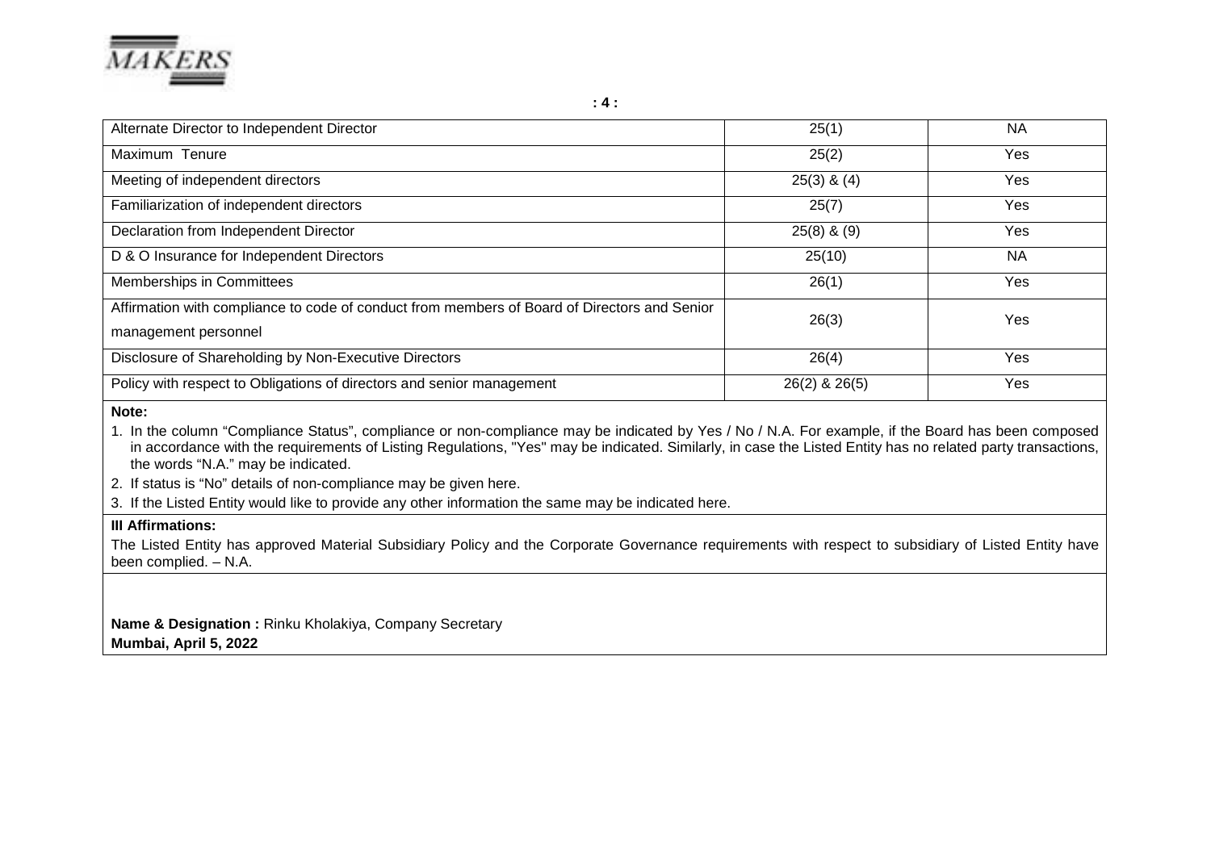| | | |
|---|---|---|
| Alternate Director to Independent Director | 25(1) | NA |
| Maximum Tenure | 25(2) | Yes |
| Meeting of independent directors | 25(3) & (4) | Yes |
| Familiarization of independent directors | 25(7) | Yes |
| Declaration from Independent Director | 25(8) & (9) | Yes |
| D & O Insurance for Independent Directors | 25(10) | NA |
| Memberships in Committees | 26(1) | Yes |
| Affirmation with compliance to code of conduct from members of Board of Directors and Senior management personnel | 26(3) | Yes |
| Disclosure of Shareholding by Non-Executive Directors | 26(4) | Yes |
| Policy with respect to Obligations of directors and senior management | 26(2) & 26(5) | Yes |

**Note:**

1. In the column "Compliance Status", compliance or non-compliance may be indicated by Yes / No / N.A. For example, if the Board has been composed in accordance with the requirements of Listing Regulations, "Yes" may be indicated. Similarly, in case the Listed Entity has no related party transactions, the words "N.A." may be indicated.
2. If status is "No" details of non-compliance may be given here.
3. If the Listed Entity would like to provide any other information the same may be indicated here.

**III Affirmations:**

The Listed Entity has approved Material Subsidiary Policy and the Corporate Governance requirements with respect to subsidiary of Listed Entity have been complied. – N.A.

**Name & Designation :** Rinku Kholakiya, Company Secretary

**Mumbai, April 5, 2022**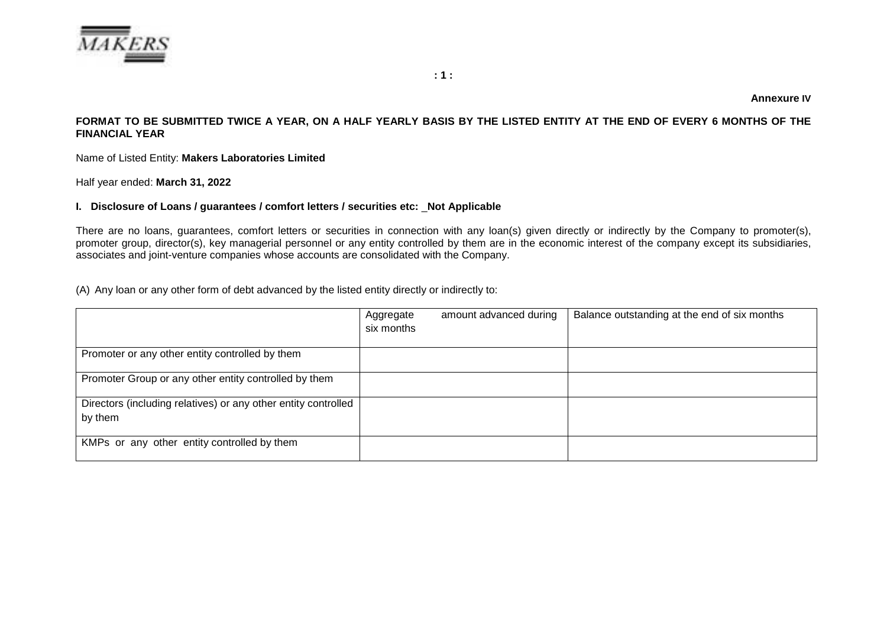**Annexure IV**

**FORMAT TO BE SUBMITTED TWICE A YEAR, ON A HALF YEARLY BASIS BY THE LISTED ENTITY AT THE END OF EVERY 6 MONTHS OF THE FINANCIAL YEAR**

Name of Listed Entity: **Makers Laboratories Limited**

Half year ended: **March 31, 2022**

**I. Disclosure of Loans / guarantees / comfort letters / securities etc: _Not Applicable**

There are no loans, guarantees, comfort letters or securities in connection with any loan(s) given directly or indirectly by the Company to promoter(s), promoter group, director(s), key managerial personnel or any entity controlled by them are in the economic interest of the company except its subsidiaries, associates and joint-venture companies whose accounts are consolidated with the Company.

(A) Any loan or any other form of debt advanced by the listed entity directly or indirectly to:

| | Aggregate amount advanced during six months | Balance outstanding at the end of six months |
|---|---|---|
| Promoter or any other entity controlled by them | | |
| Promoter Group or any other entity controlled by them | | |
| Directors (including relatives) or any other entity controlled by them | | |
| KMPs or any other entity controlled by them | | |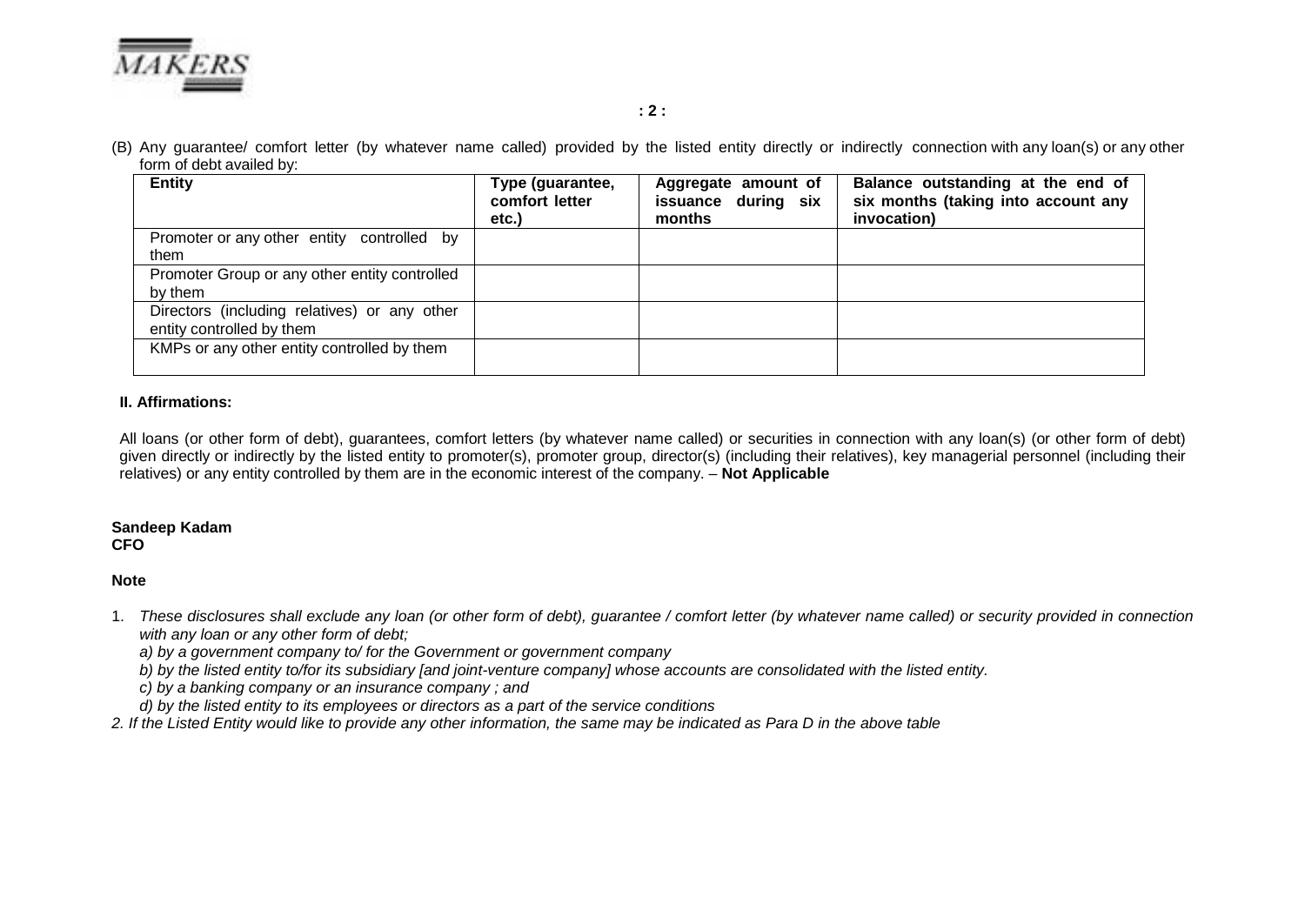(B) Any guarantee/ comfort letter (by whatever name called) provided by the listed entity directly or indirectly connection with any loan(s) or any other form of debt availed by:

| Entity | Type (guarantee, comfort letter etc.) | Aggregate amount of issuance during six months | Balance outstanding at the end of six months (taking into account any invocation) |
|---|---|---|---|
| Promoter or any other entity controlled by them | | | |
| Promoter Group or any other entity controlled by them | | | |
| Directors (including relatives) or any other entity controlled by them | | | |
| KMPs or any other entity controlled by them | | | |

**II. Affirmations:**

All loans (or other form of debt), guarantees, comfort letters (by whatever name called) or securities in connection with any loan(s) (or other form of debt) given directly or indirectly by the listed entity to promoter(s), promoter group, director(s) (including their relatives), key managerial personnel (including their relatives) or any entity controlled by them are in the economic interest of the company. – **Not Applicable**

**Sandeep Kadam**
**CFO**

**Note**

1. *These disclosures shall exclude any loan (or other form of debt), guarantee / comfort letter (by whatever name called) or security provided in connection with any loan or any other form of debt;*
   *a) by a government company to/ for the Government or government company*
   *b) by the listed entity to/for its subsidiary [and joint-venture company] whose accounts are consolidated with the listed entity.*
   *c) by a banking company or an insurance company ; and*
   *d) by the listed entity to its employees or directors as a part of the service conditions*

*2. If the Listed Entity would like to provide any other information, the same may be indicated as Para D in the above table*